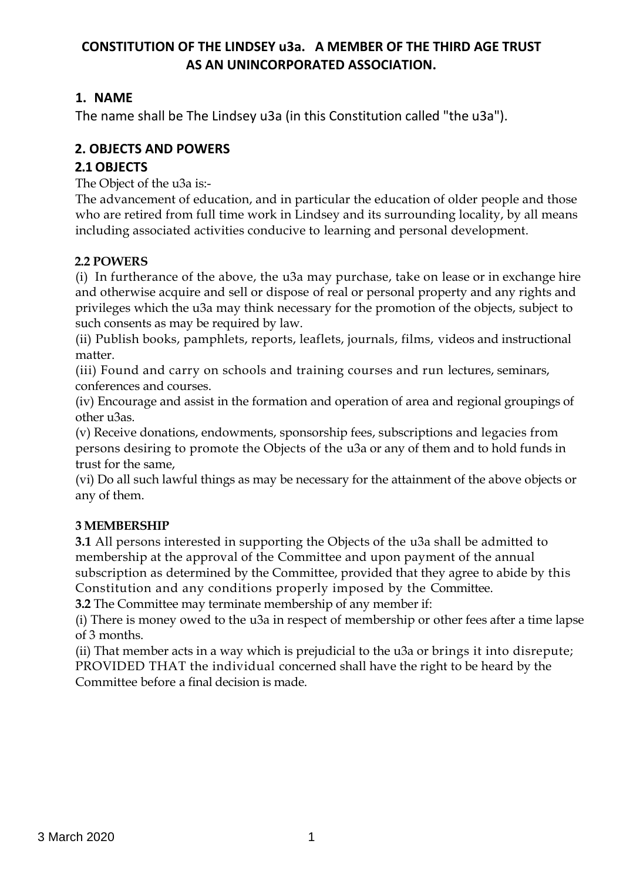# CONSTITUTION OF THE LINDSEY u3a. A MEMBER OF THE THIRD AGE TRUST AS AN UNINCORPORATED ASSOCIATION.

## 1. NAME

The name shall be The Lindsey u3a (in this Constitution called "the u3a").

## 2. OBJECTS AND POWERS

### 2.1 OBJECTS

The Object of the u3a is:-

The advancement of education, and in particular the education of older people and those who are retired from full time work in Lindsey and its surrounding locality, by all means including associated activities conducive to learning and personal development.

### 2.2 POWERS

(i) In furtherance of the above, the u3a may purchase, take on lease or in exchange hire and otherwise acquire and sell or dispose of real or personal property and any rights and privileges which the u3a may think necessary for the promotion of the objects, subject to such consents as may be required by law.

(ii) Publish books, pamphlets, reports, leaflets, journals, films, videos and instructional matter.

(iii) Found and carry on schools and training courses and run lectures, seminars, conferences and courses.

(iv) Encourage and assist in the formation and operation of area and regional groupings of other u3as.

(v) Receive donations, endowments, sponsorship fees, subscriptions and legacies from persons desiring to promote the Objects of the u3a or any of them and to hold funds in trust for the same,

(vi) Do all such lawful things as may be necessary for the attainment of the above objects or any of them.

### 3 MEMBERSHIP

**3.1** All persons interested in supporting the Objects of the u3a shall be admitted to membership at the approval of the Committee and upon payment of the annual subscription as determined by the Committee, provided that they agree to abide by this Constitution and any conditions properly imposed by the Committee.

**3.2** The Committee may terminate membership of any member if:

(i) There is money owed to the u3a in respect of membership or other fees after a time lapse of 3 months.

(ii) That member acts in a way which is prejudicial to the u3a or brings it into disrepute; PROVIDED THAT the individual concerned shall have the right to be heard by the Committee before a final decision is made.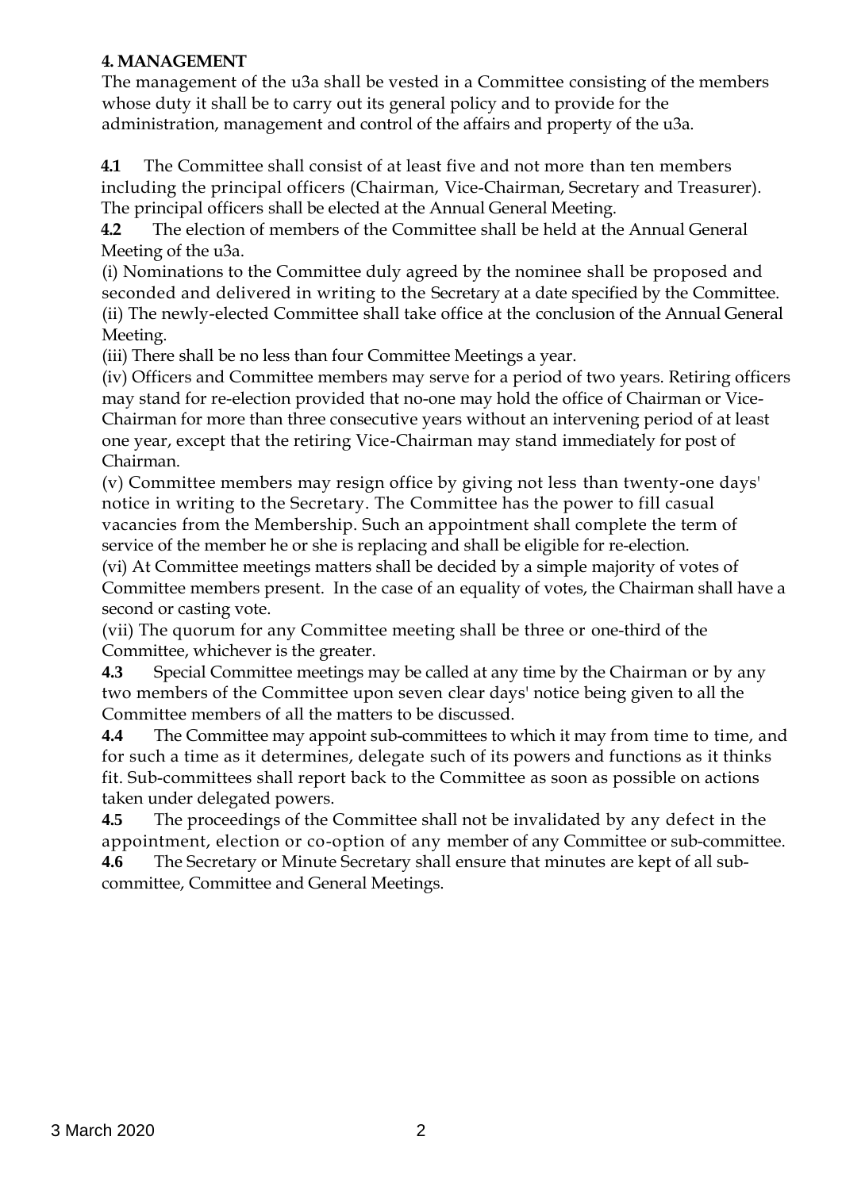**4. MANAGEMENT**

The management of the u3a shall be vested in a Committee consisting of the members whose duty it shall be to carry out its general policy and to provide for the administration, management and control of the affairs and property of the u3a.

**4.1** The Committee shall consist of at least five and not more than ten members including the principal officers (Chairman, Vice-Chairman, Secretary and Treasurer). The principal officers shall be elected at the Annual General Meeting.

**4.2** The election of members of the Committee shall be held at the Annual General Meeting of the u3a.

(i) Nominations to the Committee duly agreed by the nominee shall be proposed and seconded and delivered in writing to the Secretary at a date specified by the Committee.

(ii) The newly-elected Committee shall take office at the conclusion of the Annual General Meeting.

(iii) There shall be no less than four Committee Meetings a year.

(iv) Officers and Committee members may serve for a period of two years. Retiring officers may stand for re-election provided that no-one may hold the office of Chairman or Vice-Chairman for more than three consecutive years without an intervening period of at least one year, except that the retiring Vice-Chairman may stand immediately for post of Chairman.

(v) Committee members may resign office by giving not less than twenty-one days' notice in writing to the Secretary. The Committee has the power to fill casual vacancies from the Membership. Such an appointment shall complete the term of service of the member he or she is replacing and shall be eligible for re-election.

(vi) At Committee meetings matters shall be decided by a simple majority of votes of Committee members present. In the case of an equality of votes, the Chairman shall have a second or casting vote.

(vii) The quorum for any Committee meeting shall be three or one-third of the Committee, whichever is the greater.

**4.3** Special Committee meetings may be called at any time by the Chairman or by any two members of the Committee upon seven clear days' notice being given to all the Committee members of all the matters to be discussed.

**4.4** The Committee may appoint sub-committees to which it may from time to time, and for such a time as it determines, delegate such of its powers and functions as it thinks fit. Sub-committees shall report back to the Committee as soon as possible on actions taken under delegated powers.

**4.5** The proceedings of the Committee shall not be invalidated by any defect in the appointment, election or co-option of any member of any Committee or sub-committee.

**4.6** The Secretary or Minute Secretary shall ensure that minutes are kept of all sub-committee, Committee and General Meetings.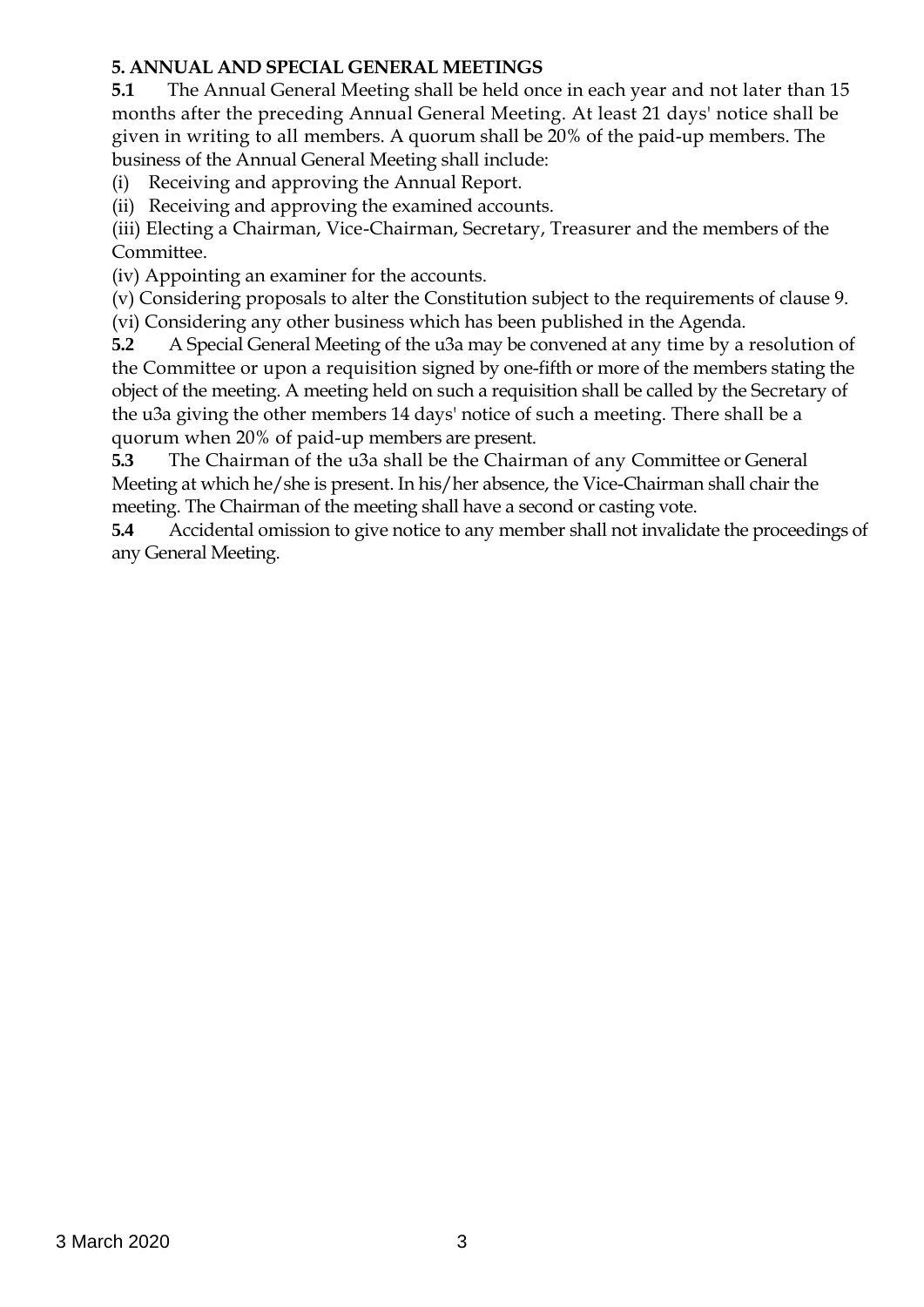**5. ANNUAL AND SPECIAL GENERAL MEETINGS**

**5.1** The Annual General Meeting shall be held once in each year and not later than 15 months after the preceding Annual General Meeting. At least 21 days' notice shall be given in writing to all members. A quorum shall be 20% of the paid-up members. The business of the Annual General Meeting shall include:

(i) Receiving and approving the Annual Report.

(ii) Receiving and approving the examined accounts.

(iii) Electing a Chairman, Vice-Chairman, Secretary, Treasurer and the members of the Committee.

(iv) Appointing an examiner for the accounts.

(v) Considering proposals to alter the Constitution subject to the requirements of clause 9.

(vi) Considering any other business which has been published in the Agenda.

**5.2** A Special General Meeting of the u3a may be convened at any time by a resolution of the Committee or upon a requisition signed by one-fifth or more of the members stating the object of the meeting. A meeting held on such a requisition shall be called by the Secretary of the u3a giving the other members 14 days' notice of such a meeting. There shall be a quorum when 20% of paid-up members are present.

**5.3** The Chairman of the u3a shall be the Chairman of any Committee or General Meeting at which he/she is present. In his/her absence, the Vice-Chairman shall chair the meeting. The Chairman of the meeting shall have a second or casting vote.

**5.4** Accidental omission to give notice to any member shall not invalidate the proceedings of any General Meeting.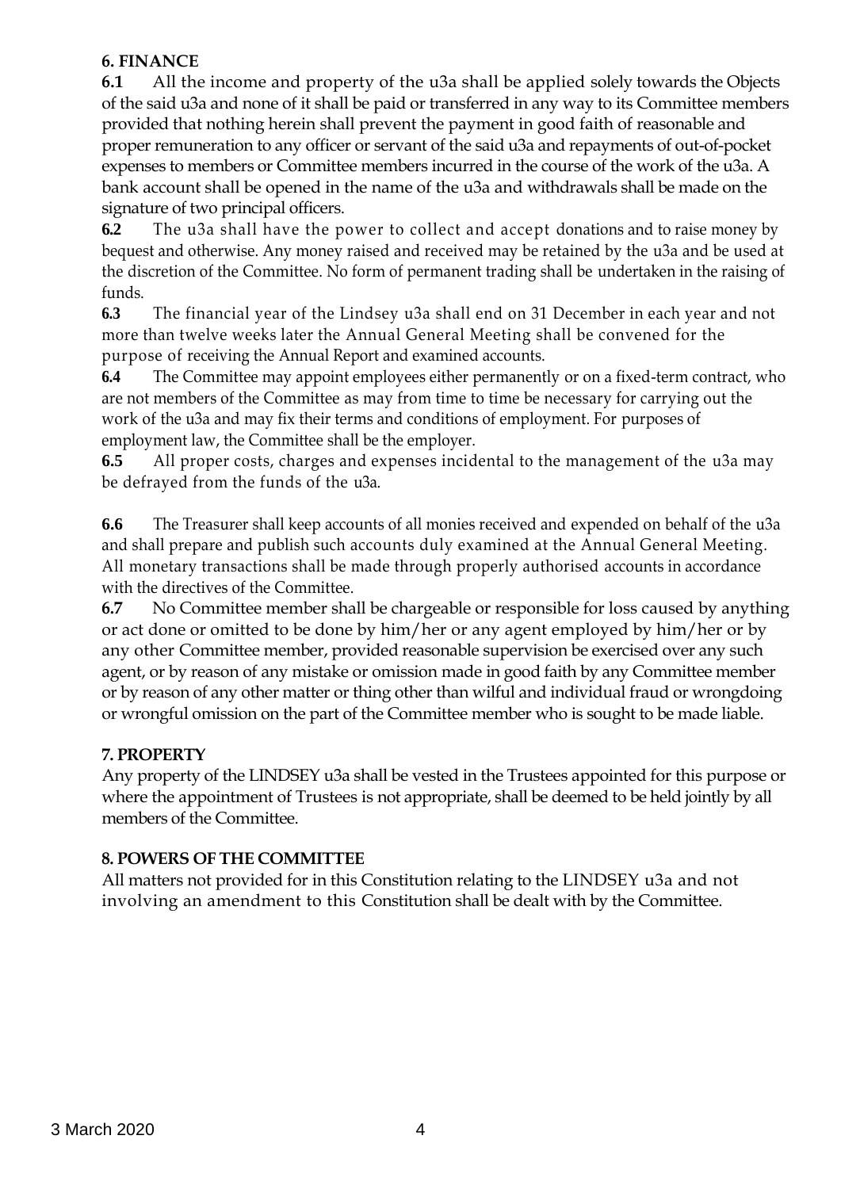**6. FINANCE**

**6.1** All the income and property of the u3a shall be applied solely towards the Objects of the said u3a and none of it shall be paid or transferred in any way to its Committee members provided that nothing herein shall prevent the payment in good faith of reasonable and proper remuneration to any officer or servant of the said u3a and repayments of out-of-pocket expenses to members or Committee members incurred in the course of the work of the u3a. A bank account shall be opened in the name of the u3a and withdrawals shall be made on the signature of two principal officers.

**6.2** The u3a shall have the power to collect and accept donations and to raise money by bequest and otherwise. Any money raised and received may be retained by the u3a and be used at the discretion of the Committee. No form of permanent trading shall be undertaken in the raising of funds.

**6.3** The financial year of the Lindsey u3a shall end on 31 December in each year and not more than twelve weeks later the Annual General Meeting shall be convened for the purpose of receiving the Annual Report and examined accounts.

**6.4** The Committee may appoint employees either permanently or on a fixed-term contract, who are not members of the Committee as may from time to time be necessary for carrying out the work of the u3a and may fix their terms and conditions of employment. For purposes of employment law, the Committee shall be the employer.

**6.5** All proper costs, charges and expenses incidental to the management of the u3a may be defrayed from the funds of the u3a.

**6.6** The Treasurer shall keep accounts of all monies received and expended on behalf of the u3a and shall prepare and publish such accounts duly examined at the Annual General Meeting. All monetary transactions shall be made through properly authorised accounts in accordance with the directives of the Committee.

**6.7** No Committee member shall be chargeable or responsible for loss caused by anything or act done or omitted to be done by him/her or any agent employed by him/her or by any other Committee member, provided reasonable supervision be exercised over any such agent, or by reason of any mistake or omission made in good faith by any Committee member or by reason of any other matter or thing other than wilful and individual fraud or wrongdoing or wrongful omission on the part of the Committee member who is sought to be made liable.

**7. PROPERTY**

Any property of the LINDSEY u3a shall be vested in the Trustees appointed for this purpose or where the appointment of Trustees is not appropriate, shall be deemed to be held jointly by all members of the Committee.

**8. POWERS OF THE COMMITTEE**

All matters not provided for in this Constitution relating to the LINDSEY u3a and not involving an amendment to this Constitution shall be dealt with by the Committee.

3 March 2020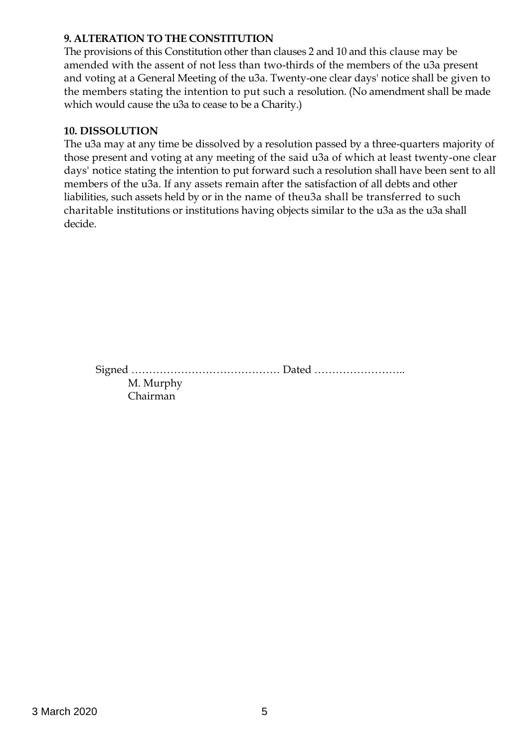### 9. ALTERATION TO THE CONSTITUTION

The provisions of this Constitution other than clauses 2 and 10 and this clause may be amended with the assent of not less than two-thirds of the members of the u3a present and voting at a General Meeting of the u3a. Twenty-one clear days' notice shall be given to the members stating the intention to put such a resolution. (No amendment shall be made which would cause the u3a to cease to be a Charity.)

### 10. DISSOLUTION

The u3a may at any time be dissolved by a resolution passed by a three-quarters majority of those present and voting at any meeting of the said u3a of which at least twenty-one clear days' notice stating the intention to put forward such a resolution shall have been sent to all members of the u3a. If any assets remain after the satisfaction of all debts and other liabilities, such assets held by or in the name of theu3a shall be transferred to such charitable institutions or institutions having objects similar to the u3a as the u3a shall decide.

Signed …………………………………… Dated ……………………..

M. Murphy
Chairman

3 March 2020